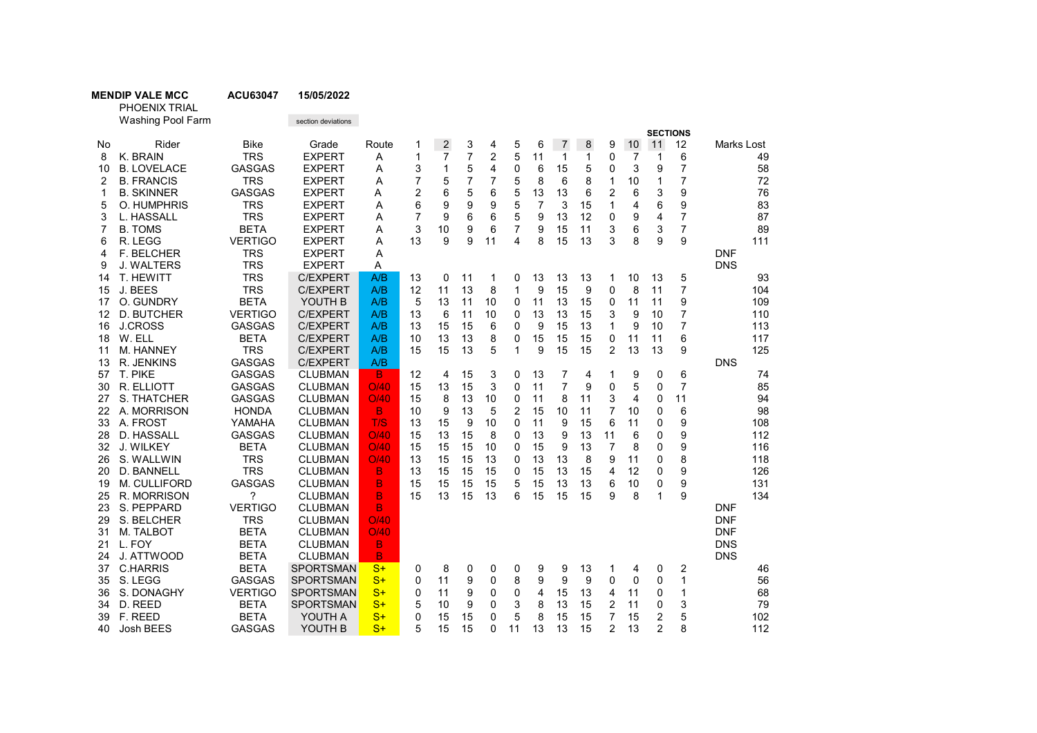**MENDIP VALE MCC** **ACU63047** **15/05/2022**

PHOENIX TRIAL

Washing Pool Farm

section deviations

| No | Rider | Bike | Grade | Route | 1 | 2 | 3 | 4 | 5 | 6 | 7 | 8 | 9 | 10 | 11 | 12 | Marks Lost |
|---|---|---|---|---|---|---|---|---|---|---|---|---|---|---|---|---|---|
| | | | | | SECTIONS | | | | | | | | | | | | |
| 8 | K. BRAIN | TRS | EXPERT | A | 1 | 7 | 7 | 2 | 5 | 11 | 1 | 1 | 0 | 7 | 1 | 6 | 49 |
| 10 | B. LOVELACE | GASGAS | EXPERT | A | 3 | 1 | 5 | 4 | 0 | 6 | 15 | 5 | 0 | 3 | 9 | 7 | 58 |
| 2 | B. FRANCIS | TRS | EXPERT | A | 7 | 5 | 7 | 7 | 5 | 8 | 6 | 8 | 1 | 10 | 1 | 7 | 72 |
| 1 | B. SKINNER | GASGAS | EXPERT | A | 2 | 6 | 5 | 6 | 5 | 13 | 13 | 6 | 2 | 6 | 3 | 9 | 76 |
| 5 | O. HUMPHRIS | TRS | EXPERT | A | 6 | 9 | 9 | 9 | 5 | 7 | 3 | 15 | 1 | 4 | 6 | 9 | 83 |
| 3 | L. HASSALL | TRS | EXPERT | A | 7 | 9 | 6 | 6 | 5 | 9 | 13 | 12 | 0 | 9 | 4 | 7 | 87 |
| 7 | B. TOMS | BETA | EXPERT | A | 3 | 10 | 9 | 6 | 7 | 9 | 15 | 11 | 3 | 6 | 3 | 7 | 89 |
| 6 | R. LEGG | VERTIGO | EXPERT | A | 13 | 9 | 9 | 11 | 4 | 8 | 15 | 13 | 3 | 8 | 9 | 9 | 111 |
| 4 | F. BELCHER | TRS | EXPERT | A | | | | | | | | | | | | | DNF |
| 9 | J. WALTERS | TRS | EXPERT | A | | | | | | | | | | | | | DNS |
| 14 | T. HEWITT | TRS | C/EXPERT | A/B | 13 | 0 | 11 | 1 | 0 | 13 | 13 | 13 | 1 | 10 | 13 | 5 | 93 |
| 15 | J. BEES | TRS | C/EXPERT | A/B | 12 | 11 | 13 | 8 | 1 | 9 | 15 | 9 | 0 | 8 | 11 | 7 | 104 |
| 17 | O. GUNDRY | BETA | YOUTH B | A/B | 5 | 13 | 11 | 10 | 0 | 11 | 13 | 15 | 0 | 11 | 11 | 9 | 109 |
| 12 | D. BUTCHER | VERTIGO | C/EXPERT | A/B | 13 | 6 | 11 | 10 | 0 | 13 | 13 | 15 | 3 | 9 | 10 | 7 | 110 |
| 16 | J.CROSS | GASGAS | C/EXPERT | A/B | 13 | 15 | 15 | 6 | 0 | 9 | 15 | 13 | 1 | 9 | 10 | 7 | 113 |
| 18 | W. ELL | BETA | C/EXPERT | A/B | 10 | 13 | 13 | 8 | 0 | 15 | 15 | 15 | 0 | 11 | 11 | 6 | 117 |
| 11 | M. HANNEY | TRS | C/EXPERT | A/B | 15 | 15 | 13 | 5 | 1 | 9 | 15 | 15 | 2 | 13 | 13 | 9 | 125 |
| 13 | R. JENKINS | GASGAS | C/EXPERT | A/B | | | | | | | | | | | | | DNS |
| 57 | T. PIKE | GASGAS | CLUBMAN | B | 12 | 4 | 15 | 3 | 0 | 13 | 7 | 4 | 1 | 9 | 0 | 6 | 74 |
| 30 | R. ELLIOTT | GASGAS | CLUBMAN | O/40 | 15 | 13 | 15 | 3 | 0 | 11 | 7 | 9 | 0 | 5 | 0 | 7 | 85 |
| 27 | S. THATCHER | GASGAS | CLUBMAN | O/40 | 15 | 8 | 13 | 10 | 0 | 11 | 8 | 11 | 3 | 4 | 0 | 11 | 94 |
| 22 | A. MORRISON | HONDA | CLUBMAN | B | 10 | 9 | 13 | 5 | 2 | 15 | 10 | 11 | 7 | 10 | 0 | 6 | 98 |
| 33 | A. FROST | YAMAHA | CLUBMAN | T/S | 13 | 15 | 9 | 10 | 0 | 11 | 9 | 15 | 6 | 11 | 0 | 9 | 108 |
| 28 | D. HASSALL | GASGAS | CLUBMAN | O/40 | 15 | 13 | 15 | 8 | 0 | 13 | 9 | 13 | 11 | 6 | 0 | 9 | 112 |
| 32 | J. WILKEY | BETA | CLUBMAN | O/40 | 15 | 15 | 15 | 10 | 0 | 15 | 9 | 13 | 7 | 8 | 0 | 9 | 116 |
| 26 | S. WALLWIN | TRS | CLUBMAN | O/40 | 13 | 15 | 15 | 13 | 0 | 13 | 13 | 8 | 9 | 11 | 0 | 8 | 118 |
| 20 | D. BANNELL | TRS | CLUBMAN | B | 13 | 15 | 15 | 15 | 0 | 15 | 13 | 15 | 4 | 12 | 0 | 9 | 126 |
| 19 | M. CULLIFORD | GASGAS | CLUBMAN | B | 15 | 15 | 15 | 15 | 5 | 15 | 13 | 13 | 6 | 10 | 0 | 9 | 131 |
| 25 | R. MORRISON | ? | CLUBMAN | B | 15 | 13 | 15 | 13 | 6 | 15 | 15 | 15 | 9 | 8 | 1 | 9 | 134 |
| 23 | S. PEPPARD | VERTIGO | CLUBMAN | B | | | | | | | | | | | | | DNF |
| 29 | S. BELCHER | TRS | CLUBMAN | O/40 | | | | | | | | | | | | | DNF |
| 31 | M. TALBOT | BETA | CLUBMAN | O/40 | | | | | | | | | | | | | DNF |
| 21 | L. FOY | BETA | CLUBMAN | B | | | | | | | | | | | | | DNS |
| 24 | J. ATTWOOD | BETA | CLUBMAN | B | | | | | | | | | | | | | DNS |
| 37 | C.HARRIS | BETA | SPORTSMAN | S+ | 0 | 8 | 0 | 0 | 0 | 9 | 9 | 13 | 1 | 4 | 0 | 2 | 46 |
| 35 | S. LEGG | GASGAS | SPORTSMAN | S+ | 0 | 11 | 9 | 0 | 8 | 9 | 9 | 9 | 0 | 0 | 0 | 1 | 56 |
| 36 | S. DONAGHY | VERTIGO | SPORTSMAN | S+ | 0 | 11 | 9 | 0 | 0 | 4 | 15 | 13 | 4 | 11 | 0 | 1 | 68 |
| 34 | D. REED | BETA | SPORTSMAN | S+ | 5 | 10 | 9 | 0 | 3 | 8 | 13 | 15 | 2 | 11 | 0 | 3 | 79 |
| 39 | F. REED | BETA | YOUTH A | S+ | 0 | 15 | 15 | 0 | 5 | 8 | 15 | 15 | 7 | 15 | 2 | 5 | 102 |
| 40 | Josh BEES | GASGAS | YOUTH B | S+ | 5 | 15 | 15 | 0 | 11 | 13 | 13 | 15 | 2 | 13 | 2 | 8 | 112 |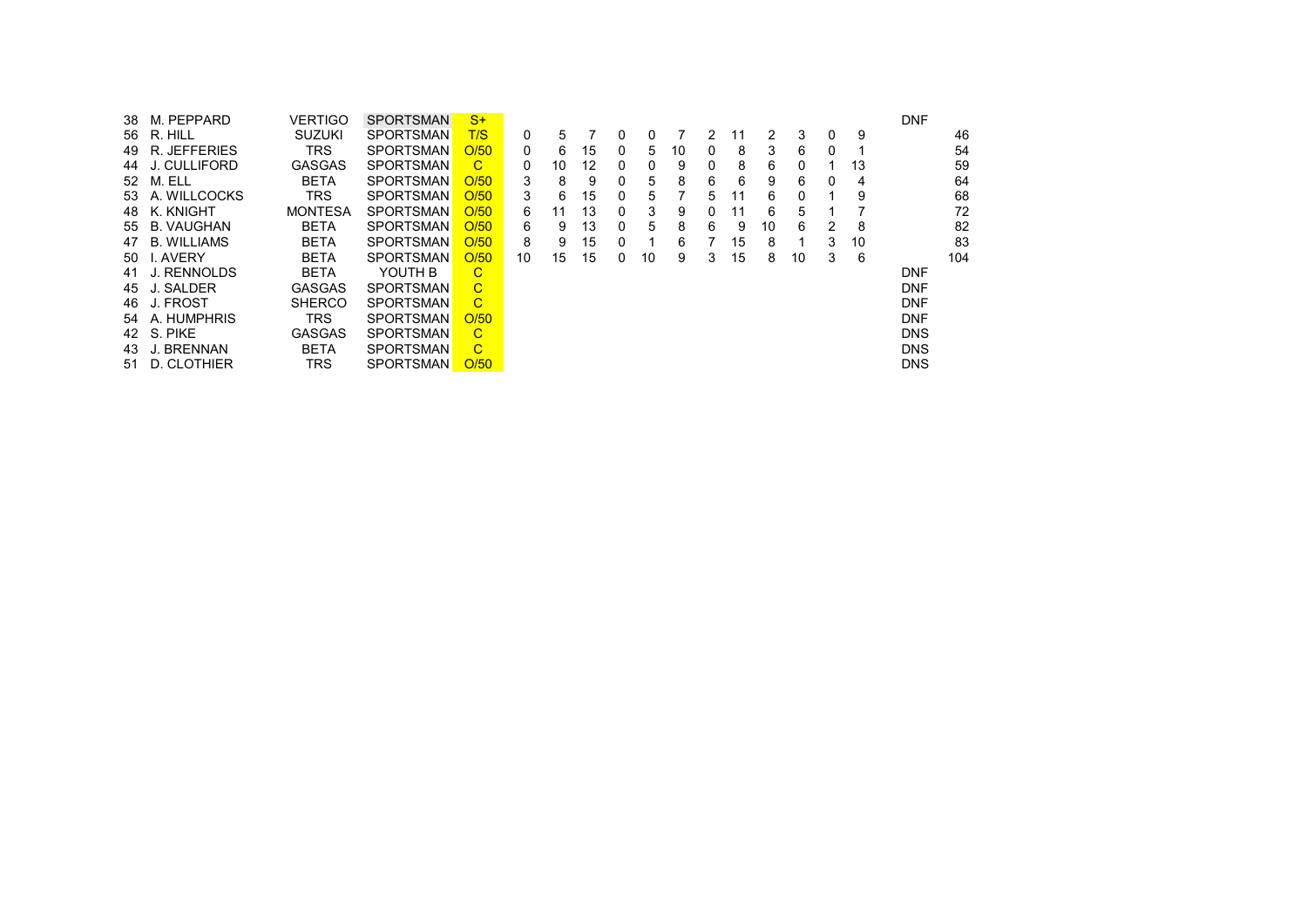| | | | | | | | | | | | | | | | | | | | | |
|---|---|---|---|---|---|---|---|---|---|---|---|---|---|---|---|---|---|---|---|---|
| 38 | M. PEPPARD | VERTIGO | SPORTSMAN | S+ | | | | | | | | | | | | | | | DNF | |
| 56 | R. HILL | SUZUKI | SPORTSMAN | T/S | 0 | 5 | 7 | 0 | 0 | 7 | 2 | 11 | 2 | 3 | 0 | 9 | | | | 46 |
| 49 | R. JEFFERIES | TRS | SPORTSMAN | O/50 | 0 | 6 | 15 | 0 | 5 | 10 | 0 | 8 | 3 | 6 | 0 | 1 | | | | 54 |
| 44 | J. CULLIFORD | GASGAS | SPORTSMAN | C | 0 | 10 | 12 | 0 | 0 | 9 | 0 | 8 | 6 | 0 | 1 | 13 | | | | 59 |
| 52 | M. ELL | BETA | SPORTSMAN | O/50 | 3 | 8 | 9 | 0 | 5 | 8 | 6 | 6 | 9 | 6 | 0 | 4 | | | | 64 |
| 53 | A. WILLCOCKS | TRS | SPORTSMAN | O/50 | 3 | 6 | 15 | 0 | 5 | 7 | 5 | 11 | 6 | 0 | 1 | 9 | | | | 68 |
| 48 | K. KNIGHT | MONTESA | SPORTSMAN | O/50 | 6 | 11 | 13 | 0 | 3 | 9 | 0 | 11 | 6 | 5 | 1 | 7 | | | | 72 |
| 55 | B. VAUGHAN | BETA | SPORTSMAN | O/50 | 6 | 9 | 13 | 0 | 5 | 8 | 6 | 9 | 10 | 6 | 2 | 8 | | | | 82 |
| 47 | B. WILLIAMS | BETA | SPORTSMAN | O/50 | 8 | 9 | 15 | 0 | 1 | 6 | 7 | 15 | 8 | 1 | 3 | 10 | | | | 83 |
| 50 | I. AVERY | BETA | SPORTSMAN | O/50 | 10 | 15 | 15 | 0 | 10 | 9 | 3 | 15 | 8 | 10 | 3 | 6 | | | | 104 |
| 41 | J. RENNOLDS | BETA | YOUTH B | C | | | | | | | | | | | | | | | DNF | |
| 45 | J. SALDER | GASGAS | SPORTSMAN | C | | | | | | | | | | | | | | | DNF | |
| 46 | J. FROST | SHERCO | SPORTSMAN | C | | | | | | | | | | | | | | | DNF | |
| 54 | A. HUMPHRIS | TRS | SPORTSMAN | O/50 | | | | | | | | | | | | | | | DNF | |
| 42 | S. PIKE | GASGAS | SPORTSMAN | C | | | | | | | | | | | | | | | DNS | |
| 43 | J. BRENNAN | BETA | SPORTSMAN | C | | | | | | | | | | | | | | | DNS | |
| 51 | D. CLOTHIER | TRS | SPORTSMAN | O/50 | | | | | | | | | | | | | | | DNS | |